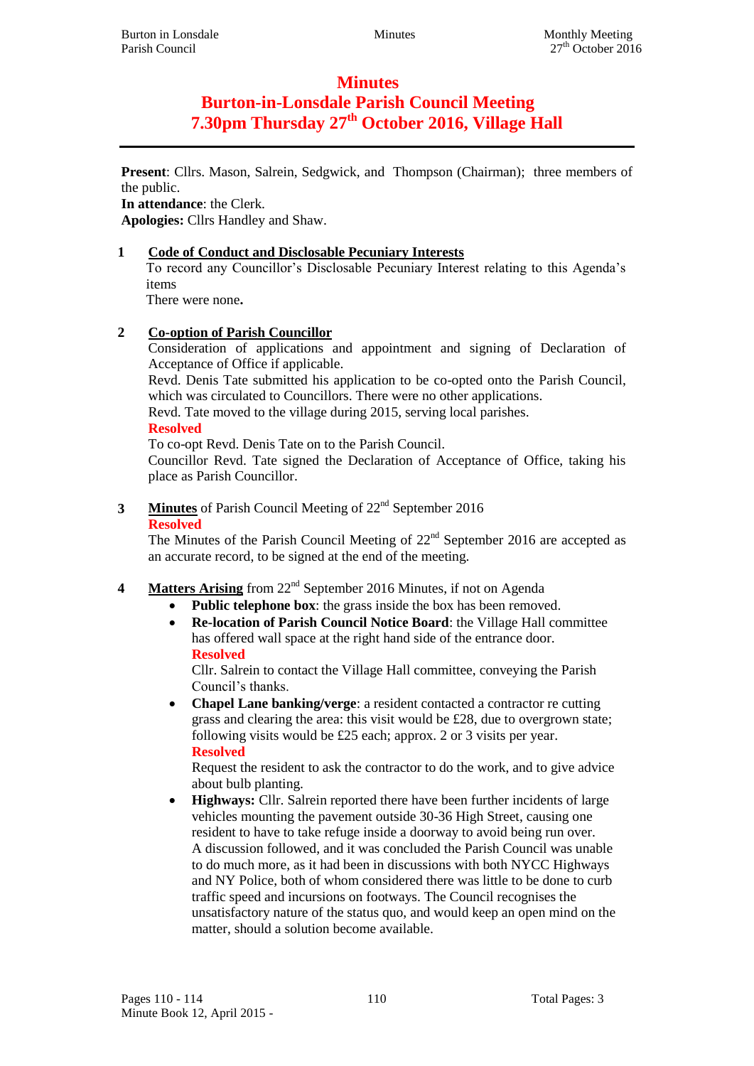# Minutes

# Burton-in-Lonsdale Parish Council Meeting

# 7.30pm Thursday 27th October 2016, Village Hall

**Present**: Cllrs. Mason, Salrein, Sedgwick, and Thompson (Chairman); three members of the public.
**In attendance**: the Clerk.
**Apologies:** Cllrs Handley and Shaw.

**1 Code of Conduct and Disclosable Pecuniary Interests**

To record any Councillor's Disclosable Pecuniary Interest relating to this Agenda's items

There were none**.**

**2 Co-option of Parish Councillor**

Consideration of applications and appointment and signing of Declaration of Acceptance of Office if applicable.

Revd. Denis Tate submitted his application to be co-opted onto the Parish Council, which was circulated to Councillors. There were no other applications.

Revd. Tate moved to the village during 2015, serving local parishes.

**Resolved**

To co-opt Revd. Denis Tate on to the Parish Council.

Councillor Revd. Tate signed the Declaration of Acceptance of Office, taking his place as Parish Councillor.

**3 Minutes** of Parish Council Meeting of 22nd September 2016

**Resolved**

The Minutes of the Parish Council Meeting of 22nd September 2016 are accepted as an accurate record, to be signed at the end of the meeting.

**4 Matters Arising** from 22nd September 2016 Minutes, if not on Agenda

- **Public telephone box**: the grass inside the box has been removed.
- **Re-location of Parish Council Notice Board**: the Village Hall committee has offered wall space at the right hand side of the entrance door.
  **Resolved**
  Cllr. Salrein to contact the Village Hall committee, conveying the Parish Council's thanks.
- **Chapel Lane banking/verge**: a resident contacted a contractor re cutting grass and clearing the area: this visit would be £28, due to overgrown state; following visits would be £25 each; approx. 2 or 3 visits per year.
  **Resolved**
  Request the resident to ask the contractor to do the work, and to give advice about bulb planting.
- **Highways:** Cllr. Salrein reported there have been further incidents of large vehicles mounting the pavement outside 30-36 High Street, causing one resident to have to take refuge inside a doorway to avoid being run over.
  A discussion followed, and it was concluded the Parish Council was unable to do much more, as it had been in discussions with both NYCC Highways and NY Police, both of whom considered there was little to be done to curb traffic speed and incursions on footways. The Council recognises the unsatisfactory nature of the status quo, and would keep an open mind on the matter, should a solution become available.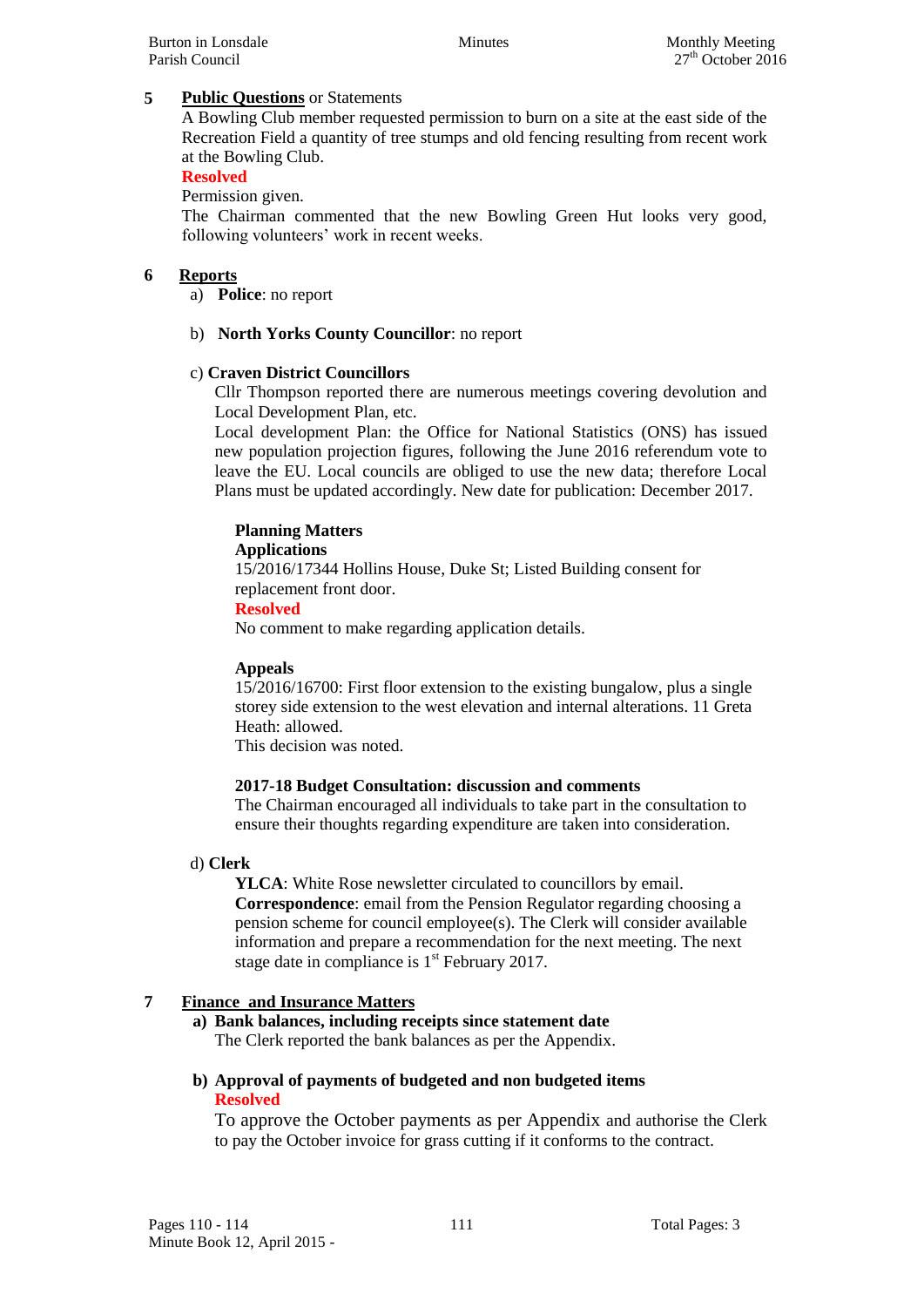## 5 Public Questions or Statements

A Bowling Club member requested permission to burn on a site at the east side of the Recreation Field a quantity of tree stumps and old fencing resulting from recent work at the Bowling Club.

**Resolved**

Permission given.

The Chairman commented that the new Bowling Green Hut looks very good, following volunteers' work in recent weeks.

## 6 Reports

a) **Police**: no report

b) **North Yorks County Councillor**: no report

c) **Craven District Councillors**

Cllr Thompson reported there are numerous meetings covering devolution and Local Development Plan, etc.

Local development Plan: the Office for National Statistics (ONS) has issued new population projection figures, following the June 2016 referendum vote to leave the EU. Local councils are obliged to use the new data; therefore Local Plans must be updated accordingly. New date for publication: December 2017.

**Planning Matters**

**Applications**

15/2016/17344 Hollins House, Duke St; Listed Building consent for replacement front door.

**Resolved**

No comment to make regarding application details.

**Appeals**

15/2016/16700: First floor extension to the existing bungalow, plus a single storey side extension to the west elevation and internal alterations. 11 Greta Heath: allowed.

This decision was noted.

**2017-18 Budget Consultation: discussion and comments**

The Chairman encouraged all individuals to take part in the consultation to ensure their thoughts regarding expenditure are taken into consideration.

d) **Clerk**

**YLCA**: White Rose newsletter circulated to councillors by email.

**Correspondence**: email from the Pension Regulator regarding choosing a pension scheme for council employee(s). The Clerk will consider available information and prepare a recommendation for the next meeting. The next stage date in compliance is 1st February 2017.

## 7 Finance and Insurance Matters

**a) Bank balances, including receipts since statement date**

The Clerk reported the bank balances as per the Appendix.

**b) Approval of payments of budgeted and non budgeted items**

**Resolved**

To approve the October payments as per Appendix and authorise the Clerk to pay the October invoice for grass cutting if it conforms to the contract.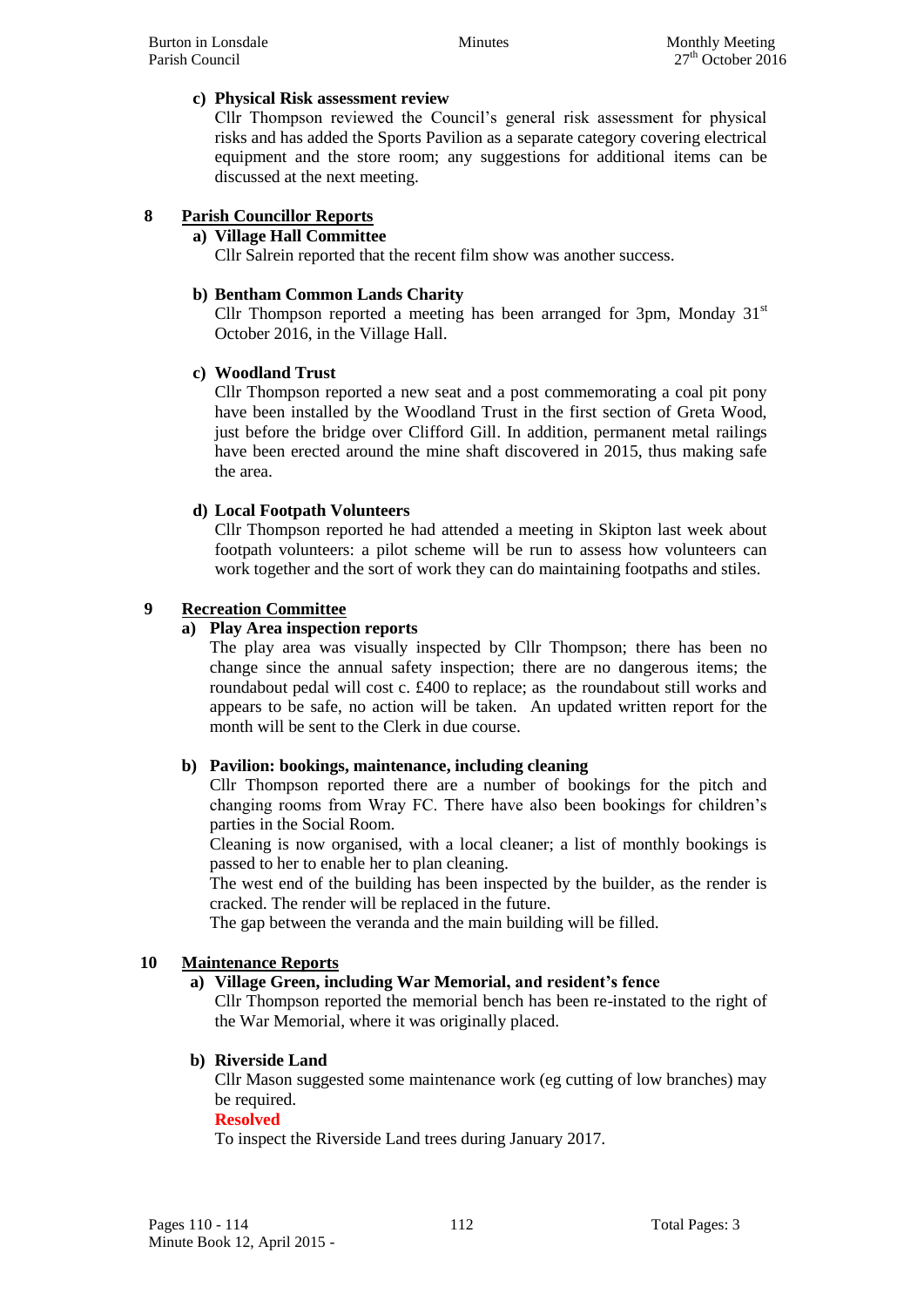**c) Physical Risk assessment review**

Cllr Thompson reviewed the Council's general risk assessment for physical risks and has added the Sports Pavilion as a separate category covering electrical equipment and the store room; any suggestions for additional items can be discussed at the next meeting.

**8 Parish Councillor Reports**

**a) Village Hall Committee**

Cllr Salrein reported that the recent film show was another success.

**b) Bentham Common Lands Charity**

Cllr Thompson reported a meeting has been arranged for 3pm, Monday 31st October 2016, in the Village Hall.

**c) Woodland Trust**

Cllr Thompson reported a new seat and a post commemorating a coal pit pony have been installed by the Woodland Trust in the first section of Greta Wood, just before the bridge over Clifford Gill. In addition, permanent metal railings have been erected around the mine shaft discovered in 2015, thus making safe the area.

**d) Local Footpath Volunteers**

Cllr Thompson reported he had attended a meeting in Skipton last week about footpath volunteers: a pilot scheme will be run to assess how volunteers can work together and the sort of work they can do maintaining footpaths and stiles.

**9 Recreation Committee**

**a) Play Area inspection reports**

The play area was visually inspected by Cllr Thompson; there has been no change since the annual safety inspection; there are no dangerous items; the roundabout pedal will cost c. £400 to replace; as the roundabout still works and appears to be safe, no action will be taken. An updated written report for the month will be sent to the Clerk in due course.

**b) Pavilion: bookings, maintenance, including cleaning**

Cllr Thompson reported there are a number of bookings for the pitch and changing rooms from Wray FC. There have also been bookings for children's parties in the Social Room.

Cleaning is now organised, with a local cleaner; a list of monthly bookings is passed to her to enable her to plan cleaning.

The west end of the building has been inspected by the builder, as the render is cracked. The render will be replaced in the future.

The gap between the veranda and the main building will be filled.

**10 Maintenance Reports**

**a) Village Green, including War Memorial, and resident's fence**

Cllr Thompson reported the memorial bench has been re-instated to the right of the War Memorial, where it was originally placed.

**b) Riverside Land**

Cllr Mason suggested some maintenance work (eg cutting of low branches) may be required.

**Resolved**

To inspect the Riverside Land trees during January 2017.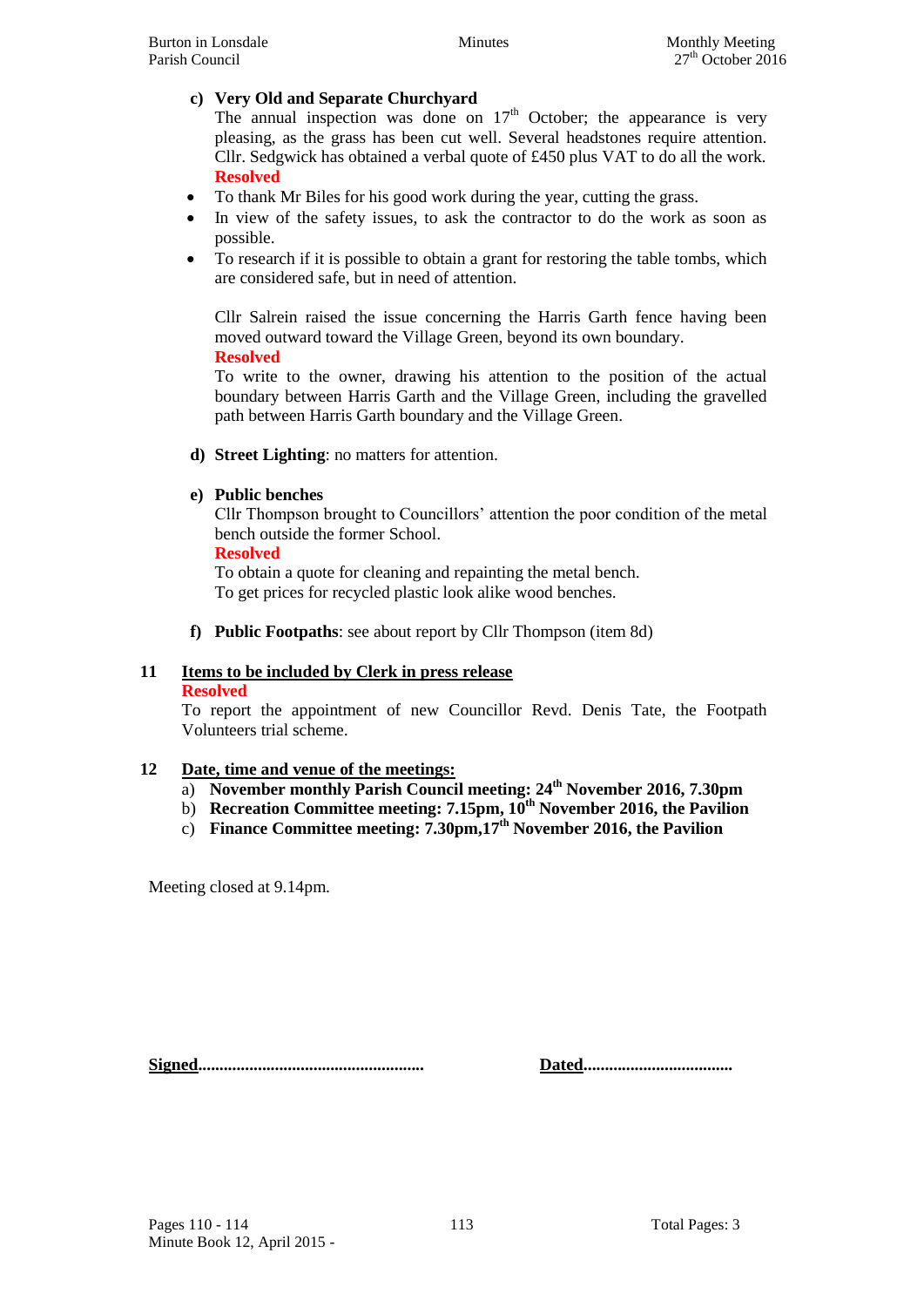**c) Very Old and Separate Churchyard**

The annual inspection was done on 17th October; the appearance is very pleasing, as the grass has been cut well. Several headstones require attention. Cllr. Sedgwick has obtained a verbal quote of £450 plus VAT to do all the work.

**Resolved**

- To thank Mr Biles for his good work during the year, cutting the grass.
- In view of the safety issues, to ask the contractor to do the work as soon as possible.
- To research if it is possible to obtain a grant for restoring the table tombs, which are considered safe, but in need of attention.

Cllr Salrein raised the issue concerning the Harris Garth fence having been moved outward toward the Village Green, beyond its own boundary.

**Resolved**

To write to the owner, drawing his attention to the position of the actual boundary between Harris Garth and the Village Green, including the gravelled path between Harris Garth boundary and the Village Green.

**d) Street Lighting**: no matters for attention.

**e) Public benches**

Cllr Thompson brought to Councillors' attention the poor condition of the metal bench outside the former School.

**Resolved**

To obtain a quote for cleaning and repainting the metal bench.
To get prices for recycled plastic look alike wood benches.

**f) Public Footpaths**: see about report by Cllr Thompson (item 8d)

**11 Items to be included by Clerk in press release**

**Resolved**

To report the appointment of new Councillor Revd. Denis Tate, the Footpath Volunteers trial scheme.

**12 Date, time and venue of the meetings:**

a) **November monthly Parish Council meeting: 24th November 2016, 7.30pm**
b) **Recreation Committee meeting: 7.15pm, 10th November 2016, the Pavilion**
c) **Finance Committee meeting: 7.30pm,17th November 2016, the Pavilion**

Meeting closed at 9.14pm.

**Signed**.................................................... **Dated**..................................

Pages 110 - 114
Minute Book 12, April 2015 -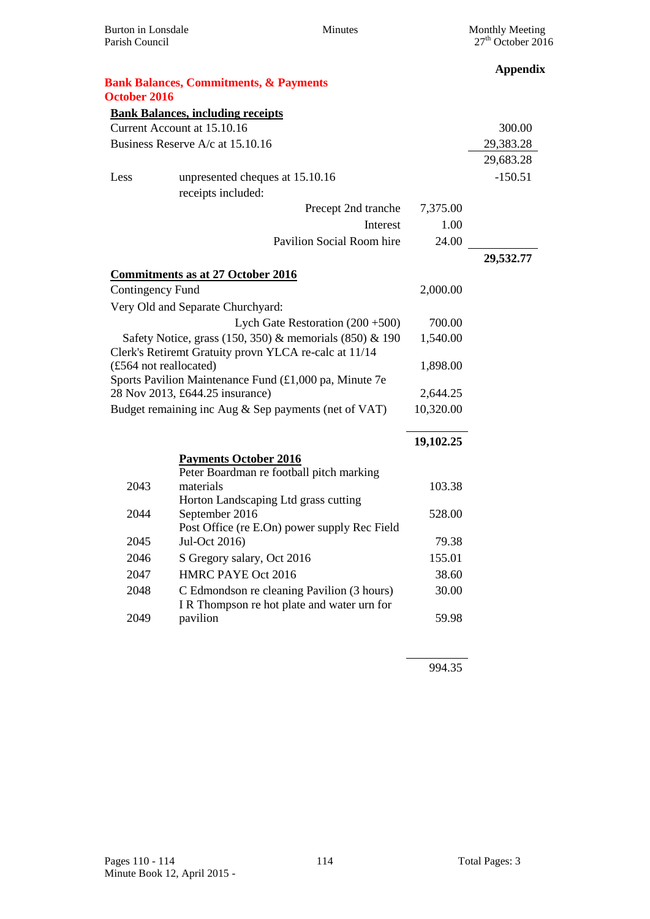**Appendix**

## Bank Balances, Commitments, & Payments October 2016

**Bank Balances, including receipts**

| | | | |
|---|---|---|---|
| Current Account at 15.10.16 | | | 300.00 |
| Business Reserve A/c at 15.10.16 | | | 29,383.28 |
| | | | 29,683.28 |
| Less | unpresented cheques at 15.10.16 | | -150.51 |
| | receipts included: | | |
| | Precept 2nd tranche | 7,375.00 | |
| | Interest | 1.00 | |
| | Pavilion Social Room hire | 24.00 | |
| | | | **29,532.77** |

**Commitments as at 27 October 2016**

| | |
|---|---|
| Contingency Fund | 2,000.00 |
| Very Old and Separate Churchyard: | |
| Lych Gate Restoration (200 +500) | 700.00 |
| Safety Notice, grass (150, 350) & memorials (850) & 190 | 1,540.00 |
| Clerk's Retiremt Gratuity provn YLCA re-calc at 11/14 (£564 not reallocated) | 1,898.00 |
| Sports Pavilion Maintenance Fund (£1,000 pa, Minute 7e 28 Nov 2013, £644.25 insurance) | 2,644.25 |
| Budget remaining inc Aug & Sep payments (net of VAT) | 10,320.00 |
| | **19,102.25** |

**Payments October 2016**

| | | |
|---|---|---|
| 2043 | Peter Boardman re football pitch marking materials | 103.38 |
| 2044 | Horton Landscaping Ltd grass cutting September 2016 | 528.00 |
| 2045 | Post Office (re E.On) power supply Rec Field Jul-Oct 2016) | 79.38 |
| 2046 | S Gregory salary, Oct 2016 | 155.01 |
| 2047 | HMRC PAYE Oct 2016 | 38.60 |
| 2048 | C Edmondson re cleaning Pavilion (3 hours) | 30.00 |
| 2049 | I R Thompson re hot plate and water urn for pavilion | 59.98 |
| | | 994.35 |